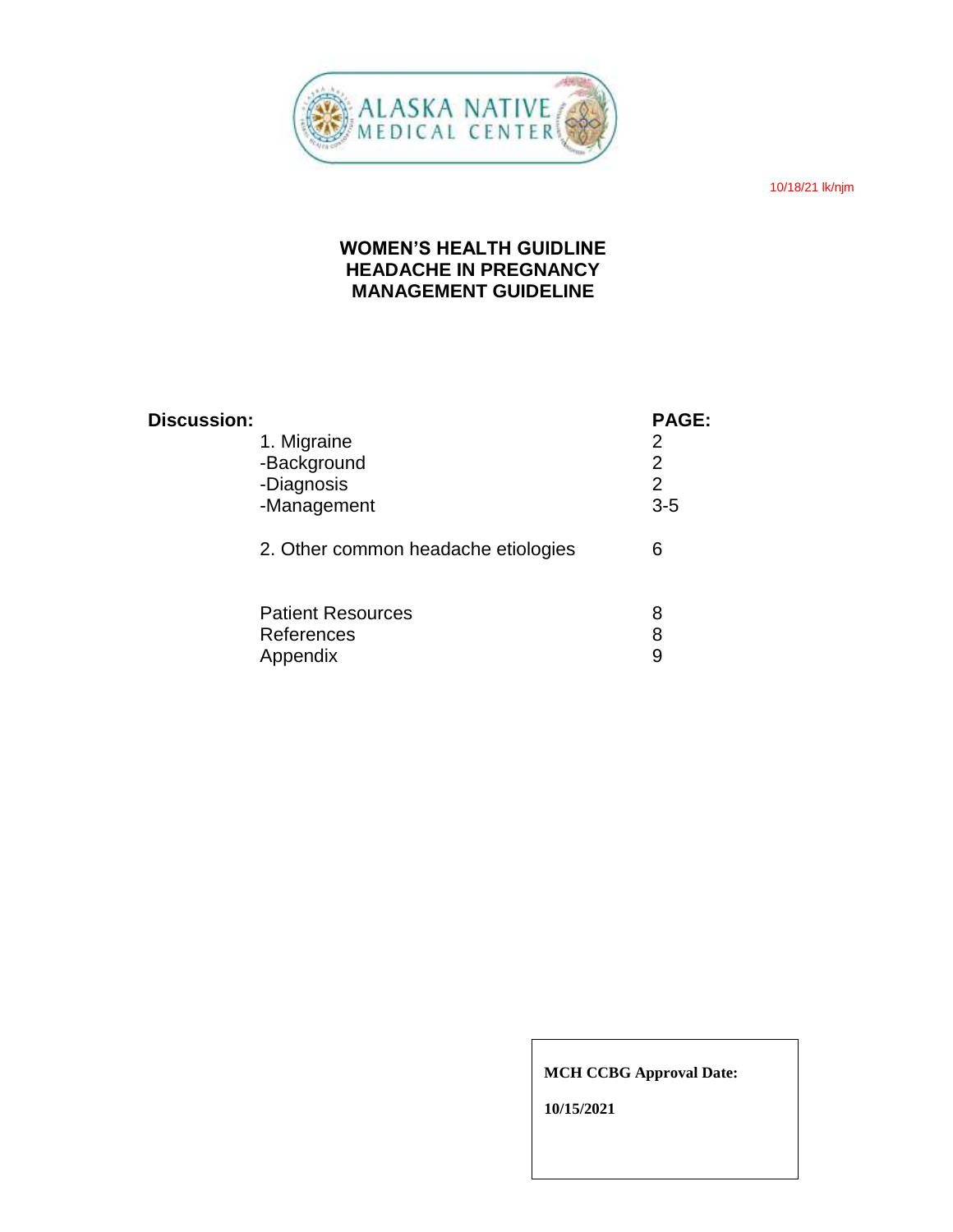10/18/21 lk/njm

# WOMEN'S HEALTH GUIDLINE
# HEADACHE IN PREGNANCY
# MANAGEMENT GUIDELINE

| **Discussion:** | **PAGE:** |
|---|---|
| 1. Migraine | 2 |
| -Background | 2 |
| -Diagnosis | 2 |
| -Management | 3-5 |
| 2. Other common headache etiologies | 6 |
| Patient Resources | 8 |
| References | 8 |
| Appendix | 9 |

**MCH CCBG Approval Date:**

**10/15/2021**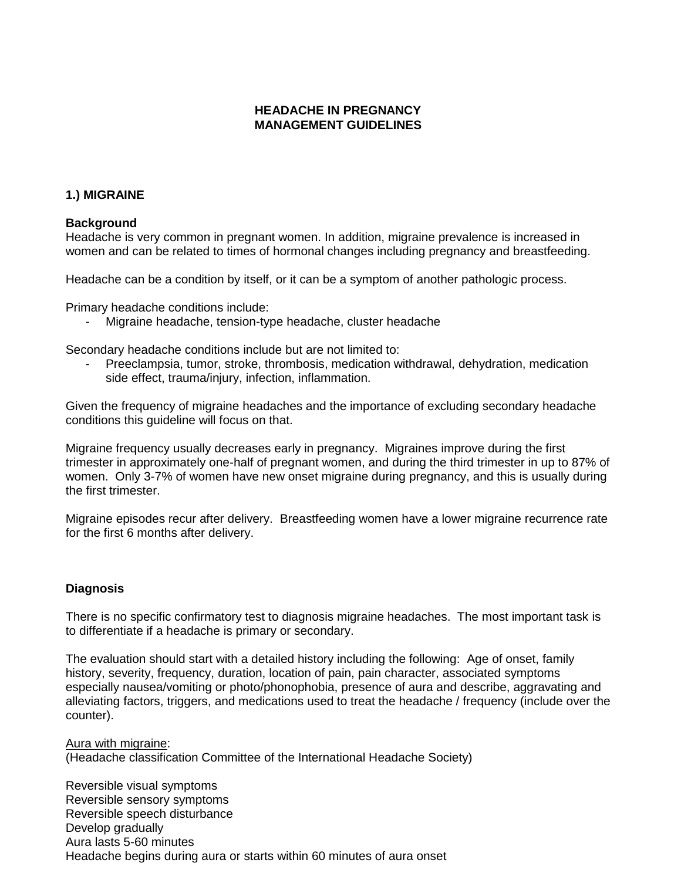# HEADACHE IN PREGNANCY
# MANAGEMENT GUIDELINES

## 1.) MIGRAINE

### Background

Headache is very common in pregnant women. In addition, migraine prevalence is increased in women and can be related to times of hormonal changes including pregnancy and breastfeeding.

Headache can be a condition by itself, or it can be a symptom of another pathologic process.

Primary headache conditions include:

- Migraine headache, tension-type headache, cluster headache

Secondary headache conditions include but are not limited to:

- Preeclampsia, tumor, stroke, thrombosis, medication withdrawal, dehydration, medication side effect, trauma/injury, infection, inflammation.

Given the frequency of migraine headaches and the importance of excluding secondary headache conditions this guideline will focus on that.

Migraine frequency usually decreases early in pregnancy. Migraines improve during the first trimester in approximately one-half of pregnant women, and during the third trimester in up to 87% of women. Only 3-7% of women have new onset migraine during pregnancy, and this is usually during the first trimester.

Migraine episodes recur after delivery. Breastfeeding women have a lower migraine recurrence rate for the first 6 months after delivery.

### Diagnosis

There is no specific confirmatory test to diagnosis migraine headaches. The most important task is to differentiate if a headache is primary or secondary.

The evaluation should start with a detailed history including the following: Age of onset, family history, severity, frequency, duration, location of pain, pain character, associated symptoms especially nausea/vomiting or photo/phonophobia, presence of aura and describe, aggravating and alleviating factors, triggers, and medications used to treat the headache / frequency (include over the counter).

Aura with migraine:
(Headache classification Committee of the International Headache Society)

Reversible visual symptoms
Reversible sensory symptoms
Reversible speech disturbance
Develop gradually
Aura lasts 5-60 minutes
Headache begins during aura or starts within 60 minutes of aura onset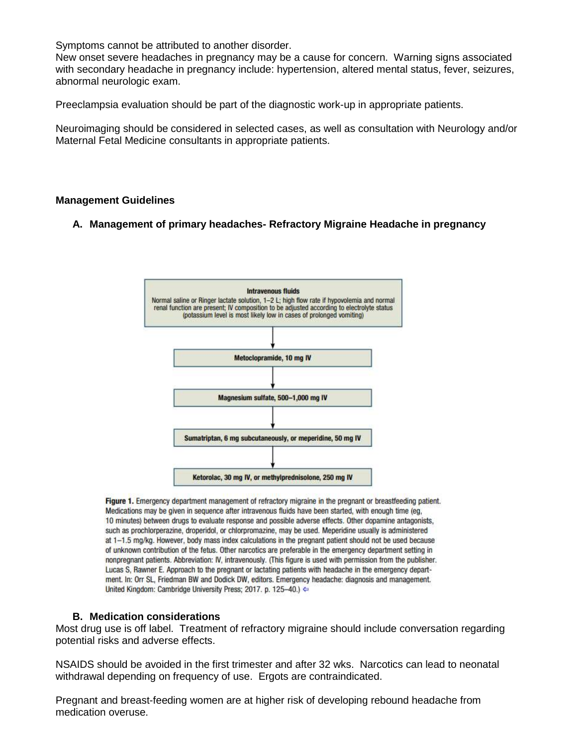Symptoms cannot be attributed to another disorder.
New onset severe headaches in pregnancy may be a cause for concern. Warning signs associated with secondary headache in pregnancy include: hypertension, altered mental status, fever, seizures, abnormal neurologic exam.

Preeclampsia evaluation should be part of the diagnostic work-up in appropriate patients.

Neuroimaging should be considered in selected cases, as well as consultation with Neurology and/or Maternal Fetal Medicine consultants in appropriate patients.

**Management Guidelines**

**A. Management of primary headaches- Refractory Migraine Headache in pregnancy**

**Intravenous fluids**
Normal saline or Ringer lactate solution, 1–2 L; high flow rate if hypovolemia and normal renal function are present; IV composition to be adjusted according to electrolyte status (potassium level is most likely low in cases of prolonged vomiting)

↓

**Metoclopramide, 10 mg IV**

↓

**Magnesium sulfate, 500–1,000 mg IV**

↓

**Sumatriptan, 6 mg subcutaneously, or meperidine, 50 mg IV**

↓

**Ketorolac, 30 mg IV, or methylprednisolone, 250 mg IV**

**Figure 1.** Emergency department management of refractory migraine in the pregnant or breastfeeding patient. Medications may be given in sequence after intravenous fluids have been started, with enough time (eg, 10 minutes) between drugs to evaluate response and possible adverse effects. Other dopamine antagonists, such as prochlorperazine, droperidol, or chlorpromazine, may be used. Meperidine usually is administered at 1–1.5 mg/kg. However, body mass index calculations in the pregnant patient should not be used because of unknown contribution of the fetus. Other narcotics are preferable in the emergency department setting in nonpregnant patients. Abbreviation: IV, intravenously. (This figure is used with permission from the publisher. Lucas S, Rawner E. Approach to the pregnant or lactating patients with headache in the emergency department. In: Orr SL, Friedman BW and Dodick DW, editors. Emergency headache: diagnosis and management. United Kingdom: Cambridge University Press; 2017. p. 125–40.)

**B. Medication considerations**

Most drug use is off label. Treatment of refractory migraine should include conversation regarding potential risks and adverse effects.

NSAIDS should be avoided in the first trimester and after 32 wks. Narcotics can lead to neonatal withdrawal depending on frequency of use. Ergots are contraindicated.

Pregnant and breast-feeding women are at higher risk of developing rebound headache from medication overuse.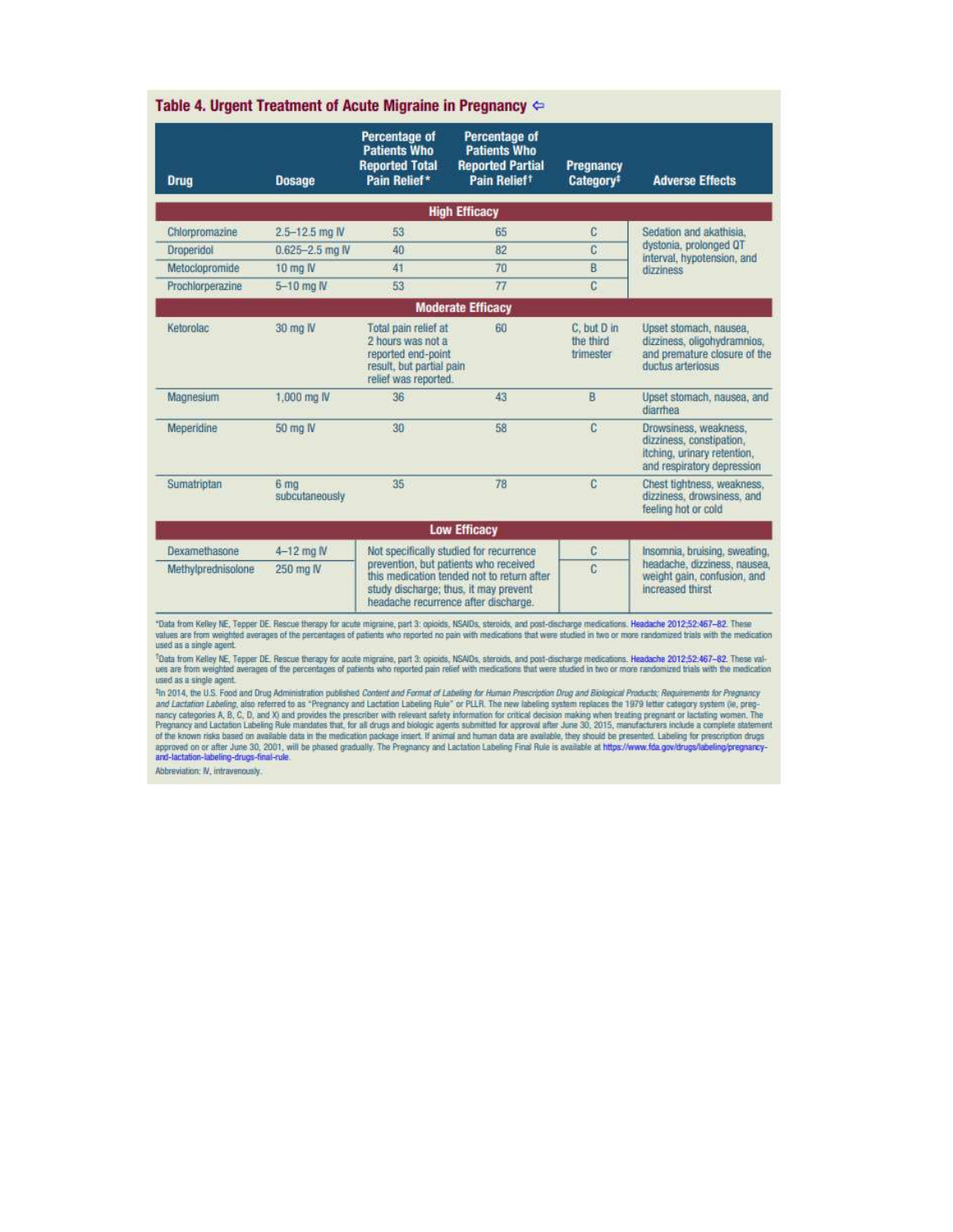## Table 4. Urgent Treatment of Acute Migraine in Pregnancy ⇦

| Drug | Dosage | Percentage of Patients Who Reported Total Pain Relief* | Percentage of Patients Who Reported Partial Pain Relief† | Pregnancy Category‡ | Adverse Effects |
|---|---|---|---|---|---|
| **High Efficacy** | | | | | |
| Chlorpromazine | 2.5–12.5 mg IV | 53 | 65 | C | Sedation and akathisia, dystonia, prolonged QT interval, hypotension, and dizziness |
| Droperidol | 0.625–2.5 mg IV | 40 | 82 | C | |
| Metoclopramide | 10 mg IV | 41 | 70 | B | |
| Prochlorperazine | 5–10 mg IV | 53 | 77 | C | |
| **Moderate Efficacy** | | | | | |
| Ketorolac | 30 mg IV | Total pain relief at 2 hours was not a reported end-point result, but partial pain relief was reported. | 60 | C, but D in the third trimester | Upset stomach, nausea, dizziness, oligohydramnios, and premature closure of the ductus arteriosus |
| Magnesium | 1,000 mg IV | 36 | 43 | B | Upset stomach, nausea, and diarrhea |
| Meperidine | 50 mg IV | 30 | 58 | C | Drowsiness, weakness, dizziness, constipation, itching, urinary retention, and respiratory depression |
| Sumatriptan | 6 mg subcutaneously | 35 | 78 | C | Chest tightness, weakness, dizziness, drowsiness, and feeling hot or cold |
| **Low Efficacy** | | | | | |
| Dexamethasone | 4–12 mg IV | Not specifically studied for recurrence prevention, but patients who received this medication tended not to return after study discharge; thus, it may prevent headache recurrence after discharge. | | C | Insomnia, bruising, sweating, headache, dizziness, nausea, weight gain, confusion, and increased thirst |
| Methylprednisolone | 250 mg IV | | | C | |

*Data from Kelley NE, Tepper DE. Rescue therapy for acute migraine, part 3: opioids, NSAIDs, steroids, and post-discharge medications. Headache 2012;52:467–82. These values are from weighted averages of the percentages of patients who reported no pain with medications that were studied in two or more randomized trials with the medication used as a single agent.

†Data from Kelley NE, Tepper DE. Rescue therapy for acute migraine, part 3: opioids, NSAIDs, steroids, and post-discharge medications. Headache 2012;52:467–82. These values are from weighted averages of the percentages of patients who reported pain relief with medications that were studied in two or more randomized trials with the medication used as a single agent.

‡In 2014, the U.S. Food and Drug Administration published *Content and Format of Labeling for Human Prescription Drug and Biological Products; Requirements for Pregnancy and Lactation Labeling*, also referred to as "Pregnancy and Lactation Labeling Rule" or PLLR. The new labeling system replaces the 1979 letter category system (ie, pregnancy categories A, B, C, D, and X) and provides the prescriber with relevant safety information for critical decision making when treating pregnant or lactating women. The Pregnancy and Lactation Labeling Rule mandates that, for all drugs and biologic agents submitted for approval after June 30, 2015, manufacturers include a complete statement of the known risks based on available data in the medication package insert. If animal and human data are available, they should be presented. Labeling for prescription drugs approved on or after June 30, 2001, will be phased gradually. The Pregnancy and Lactation Labeling Final Rule is available at https://www.fda.gov/drugs/labeling/pregnancy-and-lactation-labeling-drugs-final-rule.

Abbreviation: IV, intravenously.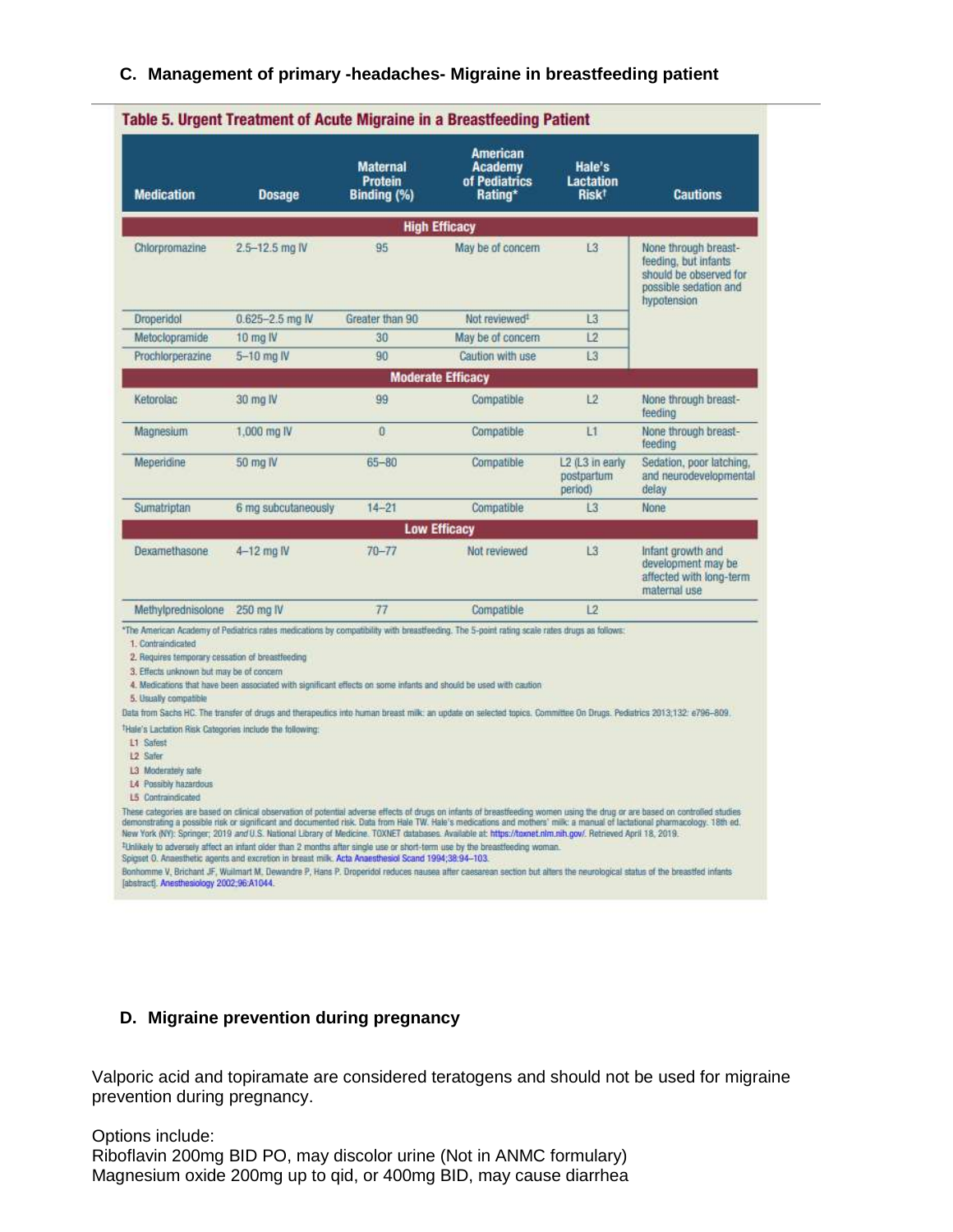### C. Management of primary -headaches- Migraine in breastfeeding patient

**Table 5. Urgent Treatment of Acute Migraine in a Breastfeeding Patient**

| Medication | Dosage | Maternal Protein Binding (%) | American Academy of Pediatrics Rating* | Hale's Lactation Risk† | Cautions |
|---|---|---|---|---|---|
| **High Efficacy** | | | | | |
| Chlorpromazine | 2.5–12.5 mg IV | 95 | May be of concern | L3 | None through breast-feeding, but infants should be observed for possible sedation and hypotension |
| Droperidol | 0.625–2.5 mg IV | Greater than 90 | Not reviewed‡ | L3 | |
| Metoclopramide | 10 mg IV | 30 | May be of concern | L2 | |
| Prochlorperazine | 5–10 mg IV | 90 | Caution with use | L3 | |
| **Moderate Efficacy** | | | | | |
| Ketorolac | 30 mg IV | 99 | Compatible | L2 | None through breast-feeding |
| Magnesium | 1,000 mg IV | 0 | Compatible | L1 | None through breast-feeding |
| Meperidine | 50 mg IV | 65–80 | Compatible | L2 (L3 in early postpartum period) | Sedation, poor latching, and neurodevelopmental delay |
| Sumatriptan | 6 mg subcutaneously | 14–21 | Compatible | L3 | None |
| **Low Efficacy** | | | | | |
| Dexamethasone | 4–12 mg IV | 70–77 | Not reviewed | L3 | Infant growth and development may be affected with long-term maternal use |
| Methylprednisolone | 250 mg IV | 77 | Compatible | L2 | |

*The American Academy of Pediatrics rates medications by compatibility with breastfeeding. The 5-point rating scale rates drugs as follows:

1. Contraindicated
2. Requires temporary cessation of breastfeeding
3. Effects unknown but may be of concern
4. Medications that have been associated with significant effects on some infants and should be used with caution
5. Usually compatible

Data from Sachs HC. The transfer of drugs and therapeutics into human breast milk: an update on selected topics. Committee On Drugs. Pediatrics 2013;132: e796–809.

†Hale's Lactation Risk Categories include the following:

- L1 Safest
- L2 Safer
- L3 Moderately safe
- L4 Possibly hazardous
- L5 Contraindicated

These categories are based on clinical observation of potential adverse effects of drugs on infants of breastfeeding women using the drug or are based on controlled studies demonstrating a possible risk or significant and documented risk. Data from Hale TW. Hale's medications and mothers' milk: a manual of lactational pharmacology. 18th ed. New York (NY): Springer; 2019 and U.S. National Library of Medicine. TOXNET databases. Available at: https://toxnet.nlm.nih.gov/. Retrieved April 18, 2019.

‡Unlikely to adversely affect an infant older than 2 months after single use or short-term use by the breastfeeding woman.
Spigset O. Anaesthetic agents and excretion in breast milk. Acta Anaesthesiol Scand 1994;38:94–103.
Bonhomme V, Brichant JF, Wuilmart M, Dewandre P, Hans P. Droperidol reduces nausea after caesarean section but alters the neurological status of the breastfed infants [abstract]. Anesthesiology 2002;96:A1044.

### D. Migraine prevention during pregnancy

Valporic acid and topiramate are considered teratogens and should not be used for migraine prevention during pregnancy.

Options include:
Riboflavin 200mg BID PO, may discolor urine (Not in ANMC formulary)
Magnesium oxide 200mg up to qid, or 400mg BID, may cause diarrhea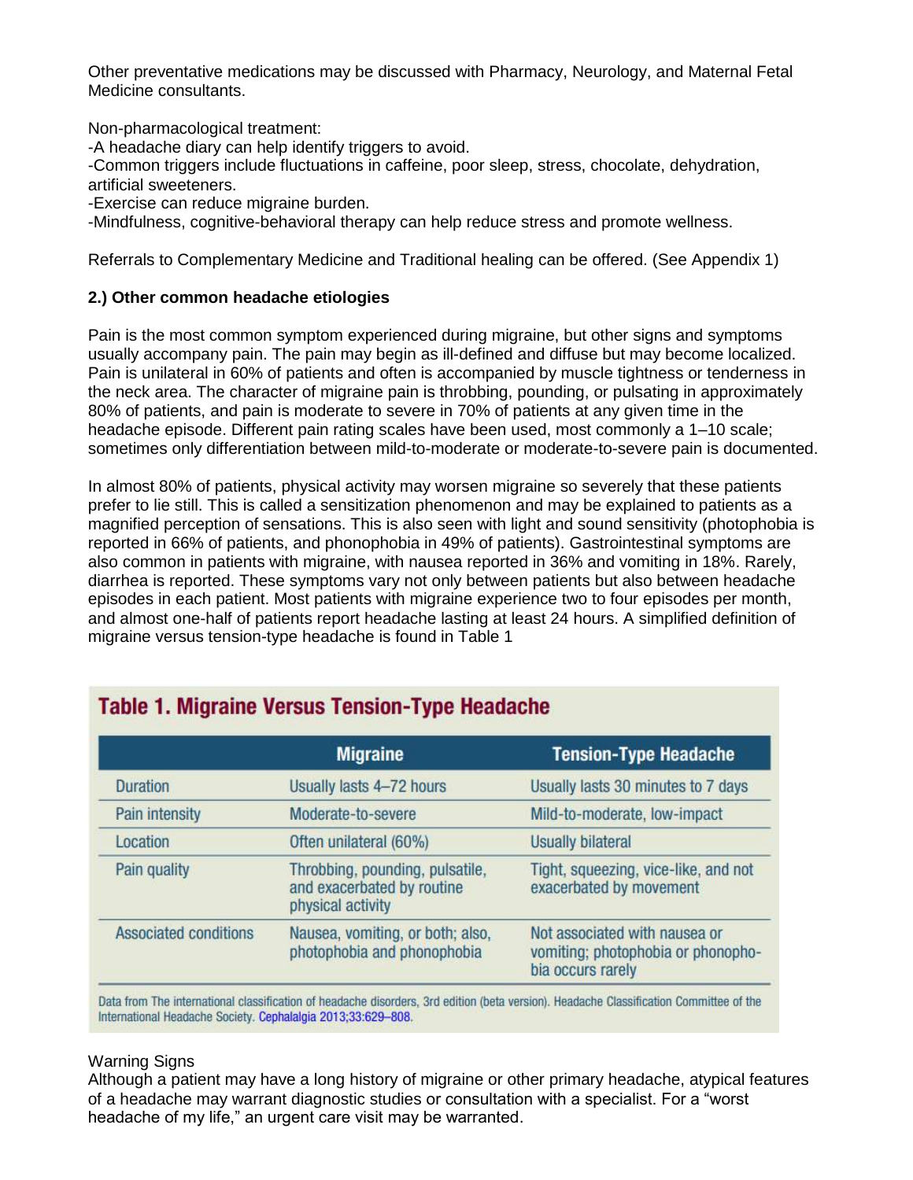Other preventative medications may be discussed with Pharmacy, Neurology, and Maternal Fetal Medicine consultants.

Non-pharmacological treatment:
-A headache diary can help identify triggers to avoid.
-Common triggers include fluctuations in caffeine, poor sleep, stress, chocolate, dehydration, artificial sweeteners.
-Exercise can reduce migraine burden.
-Mindfulness, cognitive-behavioral therapy can help reduce stress and promote wellness.

Referrals to Complementary Medicine and Traditional healing can be offered. (See Appendix 1)

**2.) Other common headache etiologies**

Pain is the most common symptom experienced during migraine, but other signs and symptoms usually accompany pain. The pain may begin as ill-defined and diffuse but may become localized. Pain is unilateral in 60% of patients and often is accompanied by muscle tightness or tenderness in the neck area. The character of migraine pain is throbbing, pounding, or pulsating in approximately 80% of patients, and pain is moderate to severe in 70% of patients at any given time in the headache episode. Different pain rating scales have been used, most commonly a 1–10 scale; sometimes only differentiation between mild-to-moderate or moderate-to-severe pain is documented.

In almost 80% of patients, physical activity may worsen migraine so severely that these patients prefer to lie still. This is called a sensitization phenomenon and may be explained to patients as a magnified perception of sensations. This is also seen with light and sound sensitivity (photophobia is reported in 66% of patients, and phonophobia in 49% of patients). Gastrointestinal symptoms are also common in patients with migraine, with nausea reported in 36% and vomiting in 18%. Rarely, diarrhea is reported. These symptoms vary not only between patients but also between headache episodes in each patient. Most patients with migraine experience two to four episodes per month, and almost one-half of patients report headache lasting at least 24 hours. A simplified definition of migraine versus tension-type headache is found in Table 1

**Table 1. Migraine Versus Tension-Type Headache**

| | Migraine | Tension-Type Headache |
|---|---|---|
| Duration | Usually lasts 4–72 hours | Usually lasts 30 minutes to 7 days |
| Pain intensity | Moderate-to-severe | Mild-to-moderate, low-impact |
| Location | Often unilateral (60%) | Usually bilateral |
| Pain quality | Throbbing, pounding, pulsatile, and exacerbated by routine physical activity | Tight, squeezing, vice-like, and not exacerbated by movement |
| Associated conditions | Nausea, vomiting, or both; also, photophobia and phonophobia | Not associated with nausea or vomiting; photophobia or phonophobia occurs rarely |

Data from The international classification of headache disorders, 3rd edition (beta version). Headache Classification Committee of the International Headache Society. Cephalalgia 2013;33:629–808.

Warning Signs
Although a patient may have a long history of migraine or other primary headache, atypical features of a headache may warrant diagnostic studies or consultation with a specialist. For a "worst headache of my life," an urgent care visit may be warranted.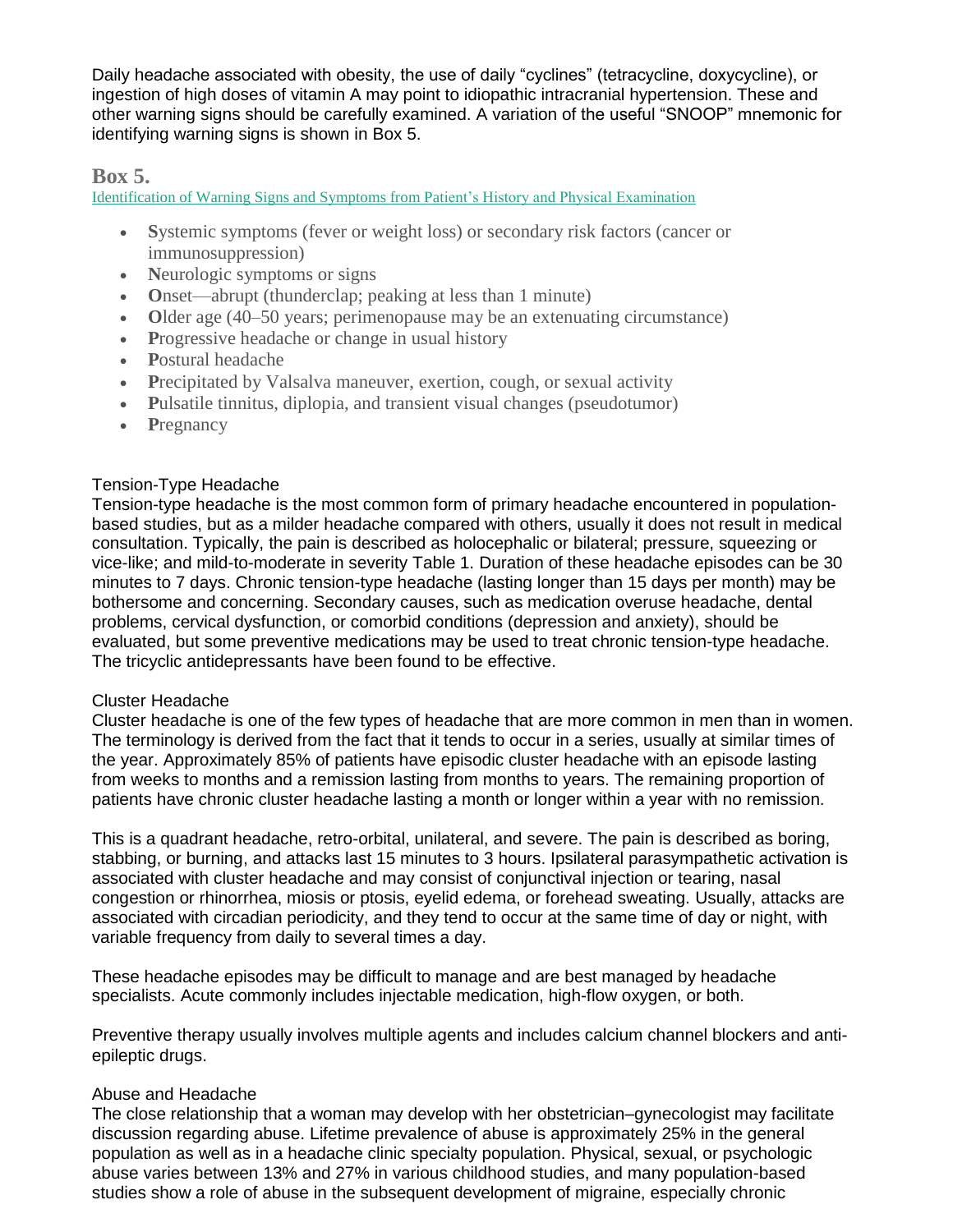Daily headache associated with obesity, the use of daily “cyclines” (tetracycline, doxycycline), or ingestion of high doses of vitamin A may point to idiopathic intracranial hypertension. These and other warning signs should be carefully examined. A variation of the useful “SNOOP” mnemonic for identifying warning signs is shown in Box 5.

## Box 5.

Identification of Warning Signs and Symptoms from Patient’s History and Physical Examination

- **S**ystemic symptoms (fever or weight loss) or secondary risk factors (cancer or immunosuppression)
- **N**eurologic symptoms or signs
- **O**nset—abrupt (thunderclap; peaking at less than 1 minute)
- **O**lder age (40–50 years; perimenopause may be an extenuating circumstance)
- **P**rogressive headache or change in usual history
- **P**ostural headache
- **P**recipitated by Valsalva maneuver, exertion, cough, or sexual activity
- **P**ulsatile tinnitus, diplopia, and transient visual changes (pseudotumor)
- **P**regnancy

### Tension-Type Headache

Tension-type headache is the most common form of primary headache encountered in population-based studies, but as a milder headache compared with others, usually it does not result in medical consultation. Typically, the pain is described as holocephalic or bilateral; pressure, squeezing or vice-like; and mild-to-moderate in severity Table 1. Duration of these headache episodes can be 30 minutes to 7 days. Chronic tension-type headache (lasting longer than 15 days per month) may be bothersome and concerning. Secondary causes, such as medication overuse headache, dental problems, cervical dysfunction, or comorbid conditions (depression and anxiety), should be evaluated, but some preventive medications may be used to treat chronic tension-type headache. The tricyclic antidepressants have been found to be effective.

### Cluster Headache

Cluster headache is one of the few types of headache that are more common in men than in women. The terminology is derived from the fact that it tends to occur in a series, usually at similar times of the year. Approximately 85% of patients have episodic cluster headache with an episode lasting from weeks to months and a remission lasting from months to years. The remaining proportion of patients have chronic cluster headache lasting a month or longer within a year with no remission.

This is a quadrant headache, retro-orbital, unilateral, and severe. The pain is described as boring, stabbing, or burning, and attacks last 15 minutes to 3 hours. Ipsilateral parasympathetic activation is associated with cluster headache and may consist of conjunctival injection or tearing, nasal congestion or rhinorrhea, miosis or ptosis, eyelid edema, or forehead sweating. Usually, attacks are associated with circadian periodicity, and they tend to occur at the same time of day or night, with variable frequency from daily to several times a day.

These headache episodes may be difficult to manage and are best managed by headache specialists. Acute commonly includes injectable medication, high-flow oxygen, or both.

Preventive therapy usually involves multiple agents and includes calcium channel blockers and anti-epileptic drugs.

### Abuse and Headache

The close relationship that a woman may develop with her obstetrician–gynecologist may facilitate discussion regarding abuse. Lifetime prevalence of abuse is approximately 25% in the general population as well as in a headache clinic specialty population. Physical, sexual, or psychologic abuse varies between 13% and 27% in various childhood studies, and many population-based studies show a role of abuse in the subsequent development of migraine, especially chronic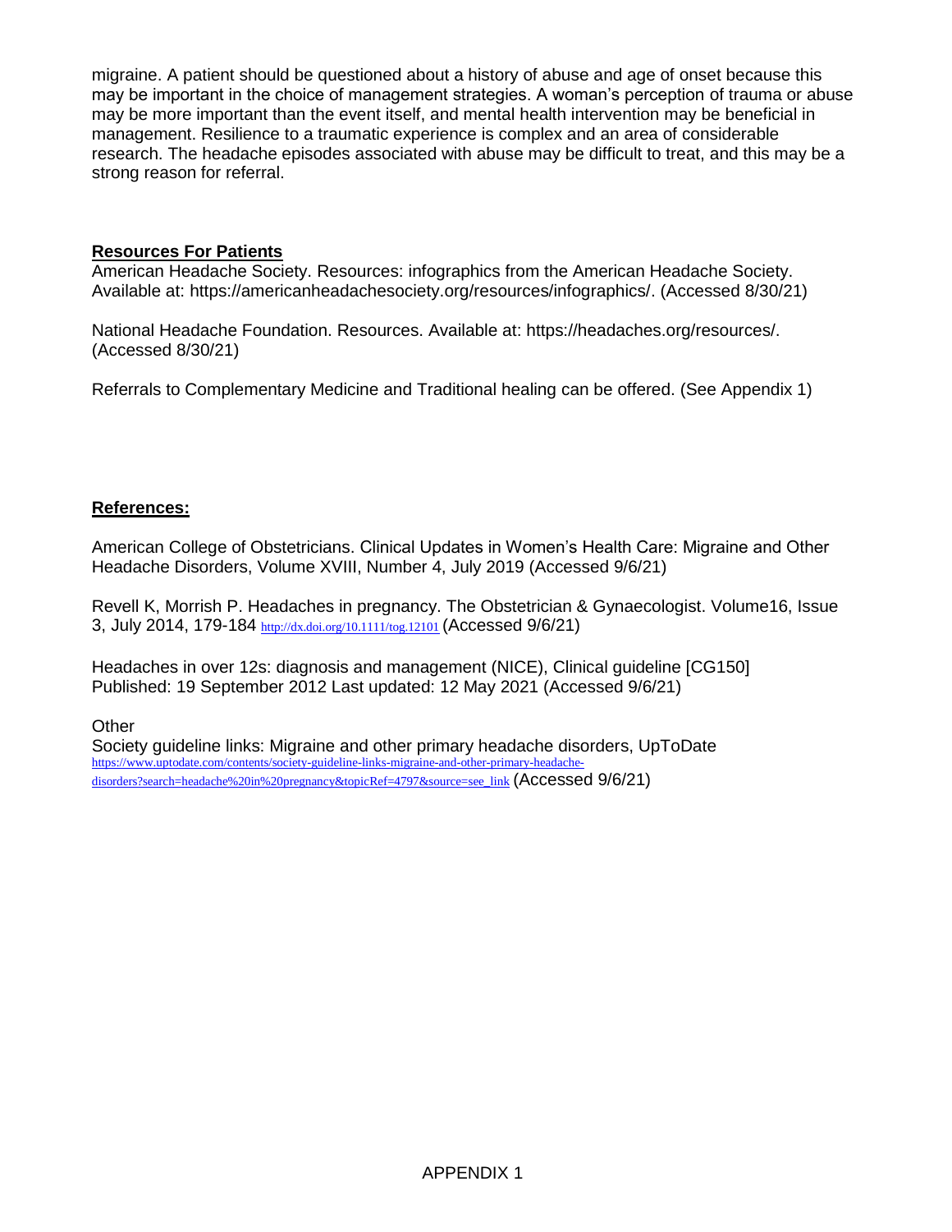migraine. A patient should be questioned about a history of abuse and age of onset because this may be important in the choice of management strategies. A woman's perception of trauma or abuse may be more important than the event itself, and mental health intervention may be beneficial in management. Resilience to a traumatic experience is complex and an area of considerable research. The headache episodes associated with abuse may be difficult to treat, and this may be a strong reason for referral.

**Resources For Patients**

American Headache Society. Resources: infographics from the American Headache Society. Available at: https://americanheadachesociety.org/resources/infographics/. (Accessed 8/30/21)

National Headache Foundation. Resources. Available at: https://headaches.org/resources/. (Accessed 8/30/21)

Referrals to Complementary Medicine and Traditional healing can be offered. (See Appendix 1)

**References:**

American College of Obstetricians. Clinical Updates in Women's Health Care: Migraine and Other Headache Disorders, Volume XVIII, Number 4, July 2019 (Accessed 9/6/21)

Revell K, Morrish P. Headaches in pregnancy. The Obstetrician & Gynaecologist. Volume16, Issue 3, July 2014, 179-184 http://dx.doi.org/10.1111/tog.12101 (Accessed 9/6/21)

Headaches in over 12s: diagnosis and management (NICE), Clinical guideline [CG150] Published: 19 September 2012 Last updated: 12 May 2021 (Accessed 9/6/21)

Other

Society guideline links: Migraine and other primary headache disorders, UpToDate https://www.uptodate.com/contents/society-guideline-links-migraine-and-other-primary-headache-disorders?search=headache%20in%20pregnancy&topicRef=4797&source=see_link (Accessed 9/6/21)

APPENDIX 1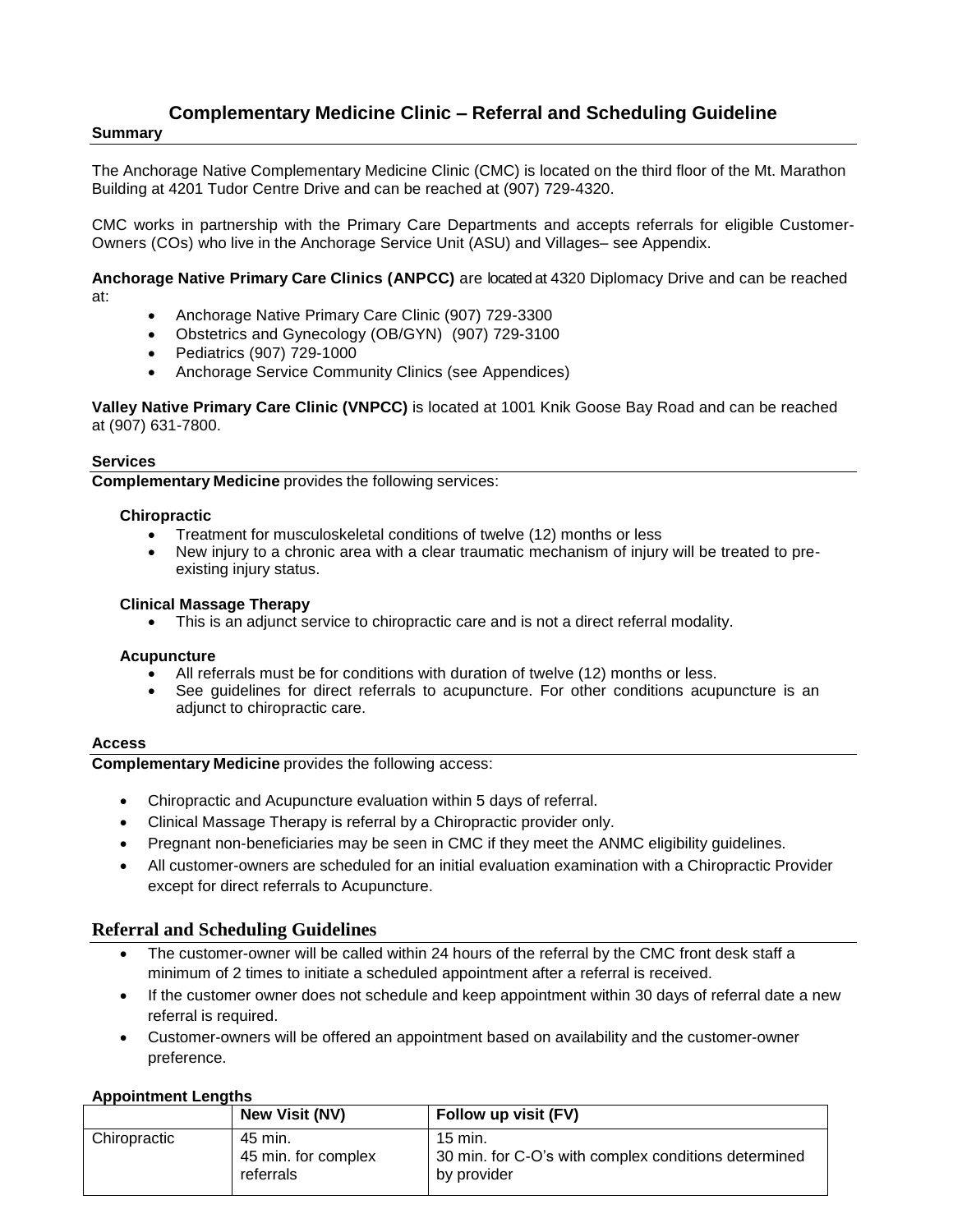# Complementary Medicine Clinic – Referral and Scheduling Guideline

**Summary**

The Anchorage Native Complementary Medicine Clinic (CMC) is located on the third floor of the Mt. Marathon Building at 4201 Tudor Centre Drive and can be reached at (907) 729-4320.

CMC works in partnership with the Primary Care Departments and accepts referrals for eligible Customer-Owners (COs) who live in the Anchorage Service Unit (ASU) and Villages– see Appendix.

**Anchorage Native Primary Care Clinics (ANPCC)** are located at 4320 Diplomacy Drive and can be reached at:

- Anchorage Native Primary Care Clinic (907) 729-3300
- Obstetrics and Gynecology (OB/GYN) (907) 729-3100
- Pediatrics (907) 729-1000
- Anchorage Service Community Clinics (see Appendices)

**Valley Native Primary Care Clinic (VNPCC)** is located at 1001 Knik Goose Bay Road and can be reached at (907) 631-7800.

**Services**

**Complementary Medicine** provides the following services:

**Chiropractic**

- Treatment for musculoskeletal conditions of twelve (12) months or less
- New injury to a chronic area with a clear traumatic mechanism of injury will be treated to pre-existing injury status.

**Clinical Massage Therapy**

- This is an adjunct service to chiropractic care and is not a direct referral modality.

**Acupuncture**

- All referrals must be for conditions with duration of twelve (12) months or less.
- See guidelines for direct referrals to acupuncture. For other conditions acupuncture is an adjunct to chiropractic care.

**Access**

**Complementary Medicine** provides the following access:

- Chiropractic and Acupuncture evaluation within 5 days of referral.
- Clinical Massage Therapy is referral by a Chiropractic provider only.
- Pregnant non-beneficiaries may be seen in CMC if they meet the ANMC eligibility guidelines.
- All customer-owners are scheduled for an initial evaluation examination with a Chiropractic Provider except for direct referrals to Acupuncture.

## Referral and Scheduling Guidelines

- The customer-owner will be called within 24 hours of the referral by the CMC front desk staff a minimum of 2 times to initiate a scheduled appointment after a referral is received.
- If the customer owner does not schedule and keep appointment within 30 days of referral date a new referral is required.
- Customer-owners will be offered an appointment based on availability and the customer-owner preference.

**Appointment Lengths**

| | New Visit (NV) | Follow up visit (FV) |
|---|---|---|
| Chiropractic | 45 min.<br>45 min. for complex referrals | 15 min.<br>30 min. for C-O's with complex conditions determined by provider |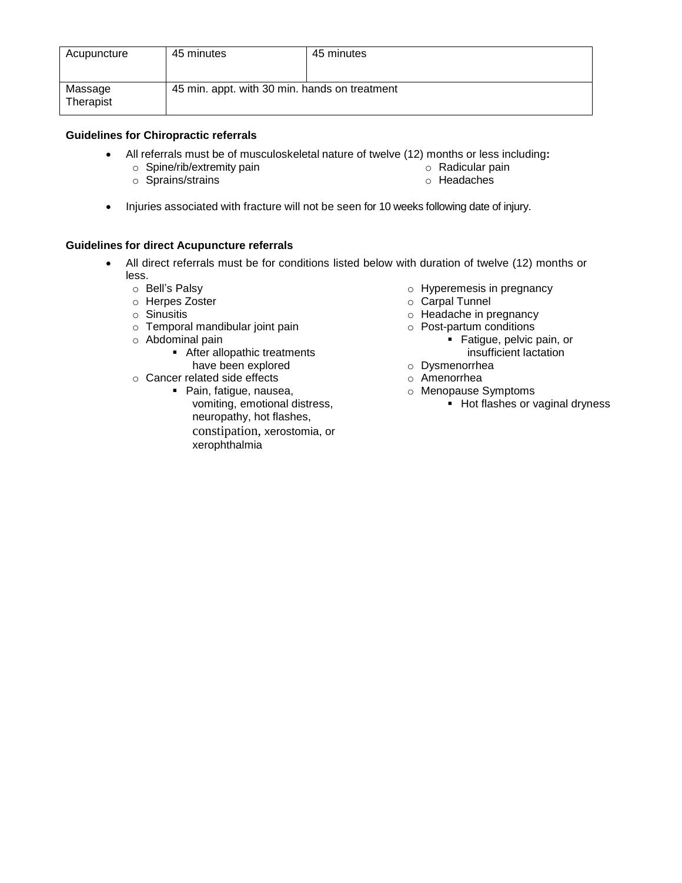| Acupuncture | 45 minutes | 45 minutes |
| --- | --- | --- |
| Massage Therapist | 45 min. appt. with 30 min. hands on treatment | |

**Guidelines for Chiropractic referrals**

- All referrals must be of musculoskeletal nature of twelve (12) months or less including**:**
  - Spine/rib/extremity pain
  - Sprains/strains
  - Radicular pain
  - Headaches
- Injuries associated with fracture will not be seen for 10 weeks following date of injury.

**Guidelines for direct Acupuncture referrals**

- All direct referrals must be for conditions listed below with duration of twelve (12) months or less.
  - Bell's Palsy
  - Herpes Zoster
  - Sinusitis
  - Temporal mandibular joint pain
  - Abdominal pain
    - After allopathic treatments have been explored
  - Cancer related side effects
    - Pain, fatigue, nausea, vomiting, emotional distress, neuropathy, hot flashes, constipation, xerostomia, or xerophthalmia
  - Hyperemesis in pregnancy
  - Carpal Tunnel
  - Headache in pregnancy
  - Post-partum conditions
    - Fatigue, pelvic pain, or insufficient lactation
  - Dysmenorrhea
  - Amenorrhea
  - Menopause Symptoms
    - Hot flashes or vaginal dryness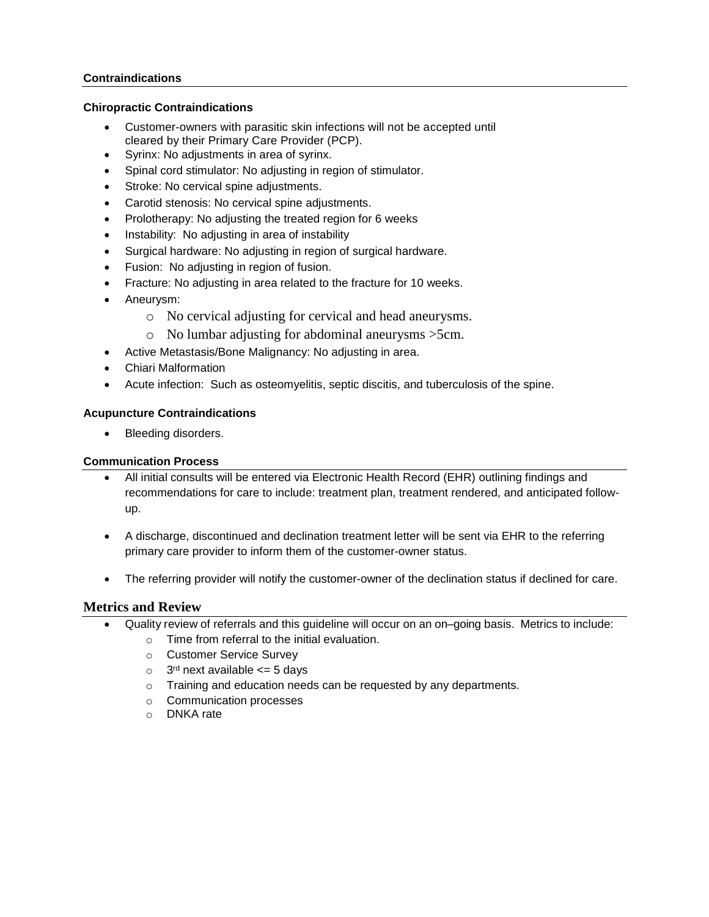**Contraindications**

**Chiropractic Contraindications**

- Customer-owners with parasitic skin infections will not be accepted until cleared by their Primary Care Provider (PCP).
- Syrinx: No adjustments in area of syrinx.
- Spinal cord stimulator: No adjusting in region of stimulator.
- Stroke: No cervical spine adjustments.
- Carotid stenosis: No cervical spine adjustments.
- Prolotherapy: No adjusting the treated region for 6 weeks
- Instability: No adjusting in area of instability
- Surgical hardware: No adjusting in region of surgical hardware.
- Fusion: No adjusting in region of fusion.
- Fracture: No adjusting in area related to the fracture for 10 weeks.
- Aneurysm:
  - No cervical adjusting for cervical and head aneurysms.
  - No lumbar adjusting for abdominal aneurysms >5cm.
- Active Metastasis/Bone Malignancy: No adjusting in area.
- Chiari Malformation
- Acute infection: Such as osteomyelitis, septic discitis, and tuberculosis of the spine.

**Acupuncture Contraindications**

- Bleeding disorders.

**Communication Process**

- All initial consults will be entered via Electronic Health Record (EHR) outlining findings and recommendations for care to include: treatment plan, treatment rendered, and anticipated follow-up.
- A discharge, discontinued and declination treatment letter will be sent via EHR to the referring primary care provider to inform them of the customer-owner status.
- The referring provider will notify the customer-owner of the declination status if declined for care.

## Metrics and Review

- Quality review of referrals and this guideline will occur on an on–going basis. Metrics to include:
  - Time from referral to the initial evaluation.
  - Customer Service Survey
  - 3rd next available <= 5 days
  - Training and education needs can be requested by any departments.
  - Communication processes
  - DNKA rate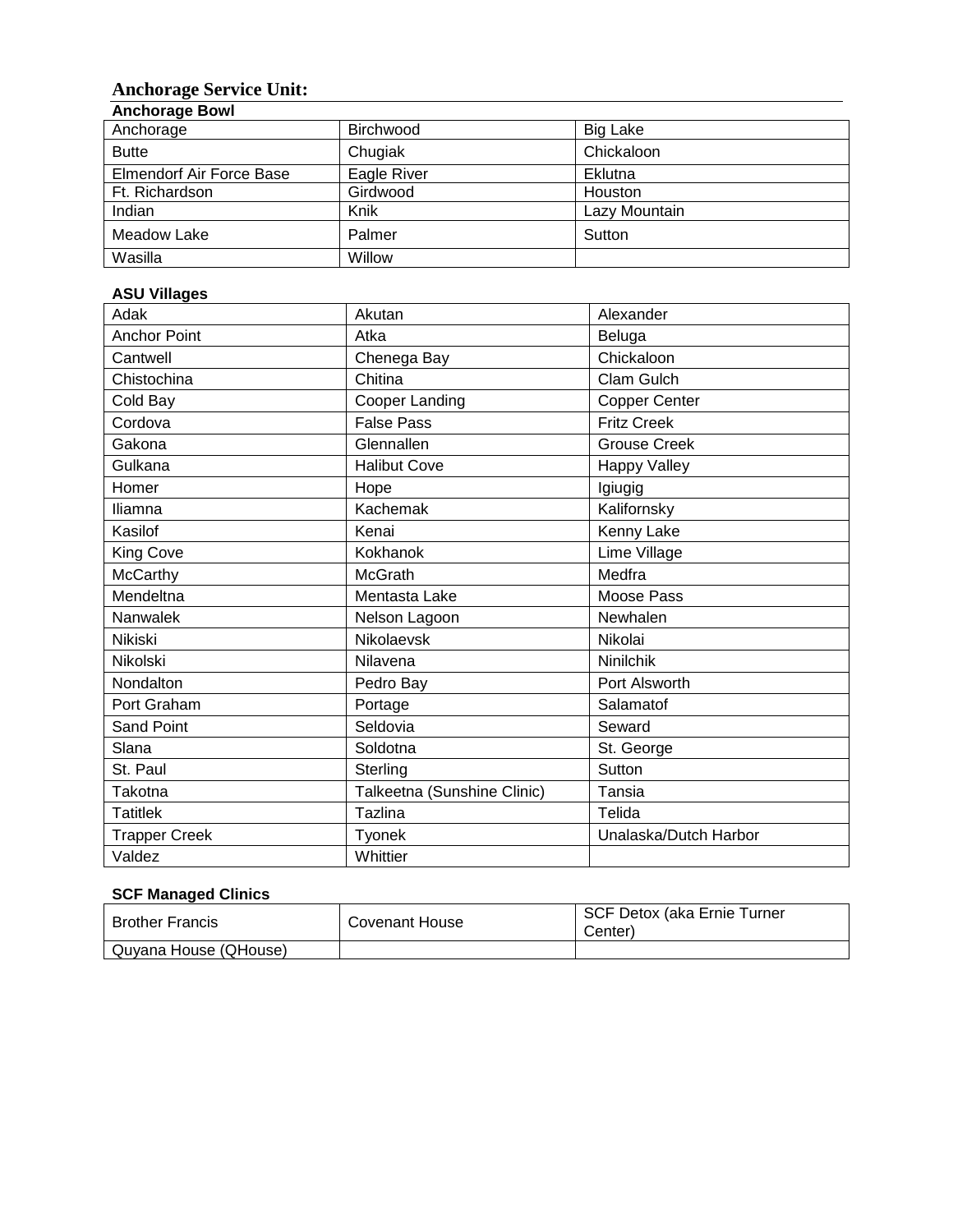## Anchorage Service Unit:

**Anchorage Bowl**

| | | |
|---|---|---|
| Anchorage | Birchwood | Big Lake |
| Butte | Chugiak | Chickaloon |
| Elmendorf Air Force Base | Eagle River | Eklutna |
| Ft. Richardson | Girdwood | Houston |
| Indian | Knik | Lazy Mountain |
| Meadow Lake | Palmer | Sutton |
| Wasilla | Willow | |

**ASU Villages**

| | | |
|---|---|---|
| Adak | Akutan | Alexander |
| Anchor Point | Atka | Beluga |
| Cantwell | Chenega Bay | Chickaloon |
| Chistochina | Chitina | Clam Gulch |
| Cold Bay | Cooper Landing | Copper Center |
| Cordova | False Pass | Fritz Creek |
| Gakona | Glennallen | Grouse Creek |
| Gulkana | Halibut Cove | Happy Valley |
| Homer | Hope | Igiugig |
| Iliamna | Kachemak | Kalifornsky |
| Kasilof | Kenai | Kenny Lake |
| King Cove | Kokhanok | Lime Village |
| McCarthy | McGrath | Medfra |
| Mendeltna | Mentasta Lake | Moose Pass |
| Nanwalek | Nelson Lagoon | Newhalen |
| Nikiski | Nikolaevsk | Nikolai |
| Nikolski | Nilavena | Ninilchik |
| Nondalton | Pedro Bay | Port Alsworth |
| Port Graham | Portage | Salamatof |
| Sand Point | Seldovia | Seward |
| Slana | Soldotna | St. George |
| St. Paul | Sterling | Sutton |
| Takotna | Talkeetna (Sunshine Clinic) | Tansia |
| Tatitlek | Tazlina | Telida |
| Trapper Creek | Tyonek | Unalaska/Dutch Harbor |
| Valdez | Whittier | |

**SCF Managed Clinics**

| | | |
|---|---|---|
| Brother Francis | Covenant House | SCF Detox (aka Ernie Turner Center) |
| Quyana House (QHouse) | | |